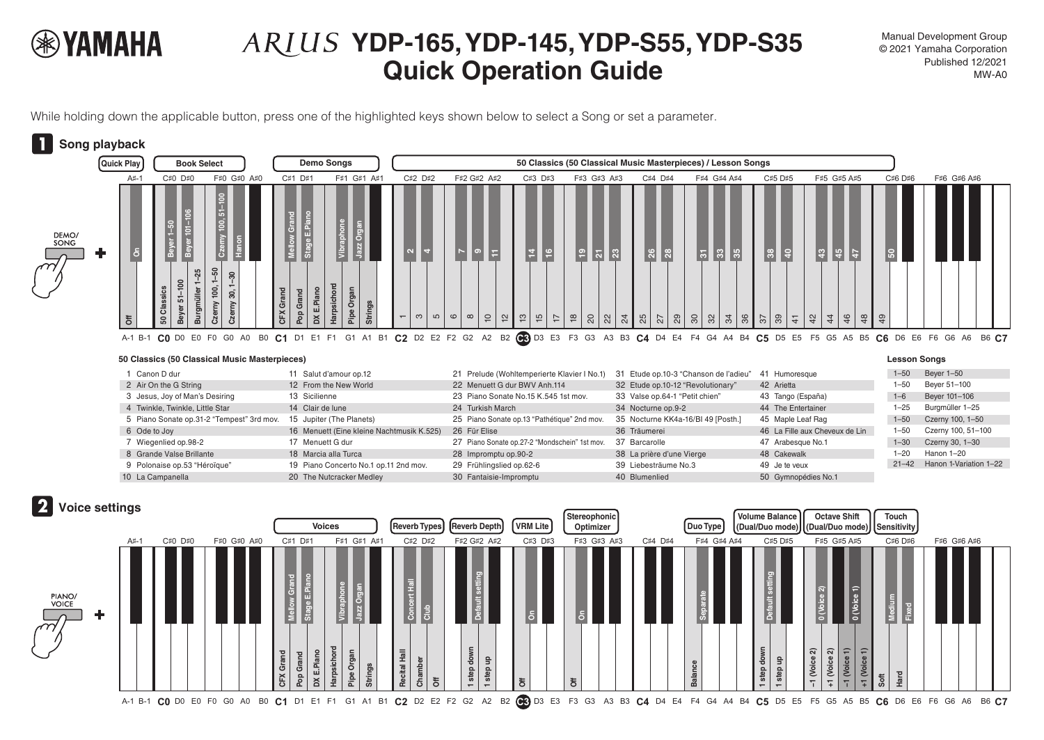# ARIUS YDP-165, YDP-145, YDP-S55, YDP-S35 Quick Operation Guide

Manual Development Group
© 2021 Yamaha Corporation
Published 12/2021
MW-A0

While holding down the applicable button, press one of the highlighted keys shown below to select a Song or set a parameter.

## 1 Song playback

DEMO/SONG +

**Quick Play**: A#-1: On; A-1: Off

**Book Select**: C#0: Beyer 1–50; D#0: Beyer 101–106; F#0: Czerny 100, 51–100; G#0: Hanon; C0: 50 Classics; D0: Beyer 51–100; E0: Burgmüller 1–25; F0: Czerny 100, 1–50; G0: Czerny 30, 1–30

**Demo Songs**: C#1: Mellow Grand; D#1: Stage E.Piano; F#1: Vibraphone; G#1: Jazz Organ; C1: CFX Grand; D1: Pop Grand; E1: DX E.Piano; F1: Harpsichord; G1: Pipe Organ; A1: Strings

**50 Classics (50 Classical Music Masterpieces) / Lesson Songs**: C2–C#6: 1–50

## 50 Classics (50 Classical Music Masterpieces)

| | | | | |
|---|---|---|---|---|
| 1 Canon D dur | 11 Salut d'amour op.12 | 21 Prelude (Wohltemperierte Klavier I No.1) | 31 Etude op.10-3 "Chanson de l'adieu" | 41 Humoresque |
| 2 Air On the G String | 12 From the New World | 22 Menuett G dur BWV Anh.114 | 32 Etude op.10-12 "Revolutionary" | 42 Arietta |
| 3 Jesus, Joy of Man's Desiring | 13 Sicilienne | 23 Piano Sonate No.15 K.545 1st mov. | 33 Valse op.64-1 "Petit chien" | 43 Tango (España) |
| 4 Twinkle, Twinkle, Little Star | 14 Clair de lune | 24 Turkish March | 34 Nocturne op.9-2 | 44 The Entertainer |
| 5 Piano Sonate op.31-2 "Tempest" 3rd mov. | 15 Jupiter (The Planets) | 25 Piano Sonate op.13 "Pathétique" 2nd mov. | 35 Nocturne KK4a-16/BI 49 [Posth.] | 45 Maple Leaf Rag |
| 6 Ode to Joy | 16 Menuett (Eine kleine Nachtmusik K.525) | 26 Für Elise | 36 Träumerei | 46 La Fille aux Cheveux de Lin |
| 7 Wiegenlied op.98-2 | 17 Menuett G dur | 27 Piano Sonate op.27-2 "Mondschein" 1st mov. | 37 Barcarolle | 47 Arabesque No.1 |
| 8 Grande Valse Brillante | 18 Marcia alla Turca | 28 Impromptu op.90-2 | 38 La prière d'une Vierge | 48 Cakewalk |
| 9 Polonaise op.53 "Héroïque" | 19 Piano Concerto No.1 op.11 2nd mov. | 29 Frühlingslied op.62-6 | 39 Liebesträume No.3 | 49 Je te veux |
| 10 La Campanella | 20 The Nutcracker Medley | 30 Fantaisie-Impromptu | 40 Blumenlied | 50 Gymnopédies No.1 |

## Lesson Songs

| | |
|---|---|
| 1–50 | Beyer 1–50 |
| 1–50 | Beyer 51–100 |
| 1–6 | Beyer 101–106 |
| 1–25 | Burgmüller 1–25 |
| 1–50 | Czerny 100, 1–50 |
| 1–50 | Czerny 100, 51–100 |
| 1–30 | Czerny 30, 1–30 |
| 1–20 | Hanon 1–20 |
| 21–42 | Hanon 1-Variation 1–22 |

## 2 Voice settings

PIANO/VOICE +

**Voices**: C#1: Mellow Grand; D#1: Stage E.Piano; F#1: Vibraphone; G#1: Jazz Organ; C1: CFX Grand; D1: Pop Grand; E1: DX E.Piano; F1: Harpsichord; G1: Pipe Organ; A1: Strings

**Reverb Types**: C#2: Concert Hall; D#2: Club; C2: Recital Hall; D2: Chamber; E2: Off

**Reverb Depth**: G#2: Default setting; F2: 1 step down; G2: 1 step up

**VRM Lite**: C#3: On; C3: Off

**Stereophonic Optimizer**: F#3: On; F3: Off

**Duo Type**: F#4: Separate; F4: Balance

**Volume Balance (Dual/Duo mode)**: C#5: Default setting; C5: 1 step down; D5: 1 step up

**Octave Shift (Dual/Duo mode)**: F#5: 0 (Voice 2); A#5: 0 (Voice 1); F5: −1 (Voice 2); G5: +1 (Voice 2); A5: −1 (Voice 1); B5: +1 (Voice 1)

**Touch Sensitivity**: C#6: Medium; D#6: Fixed; C6: Soft; D6: Hard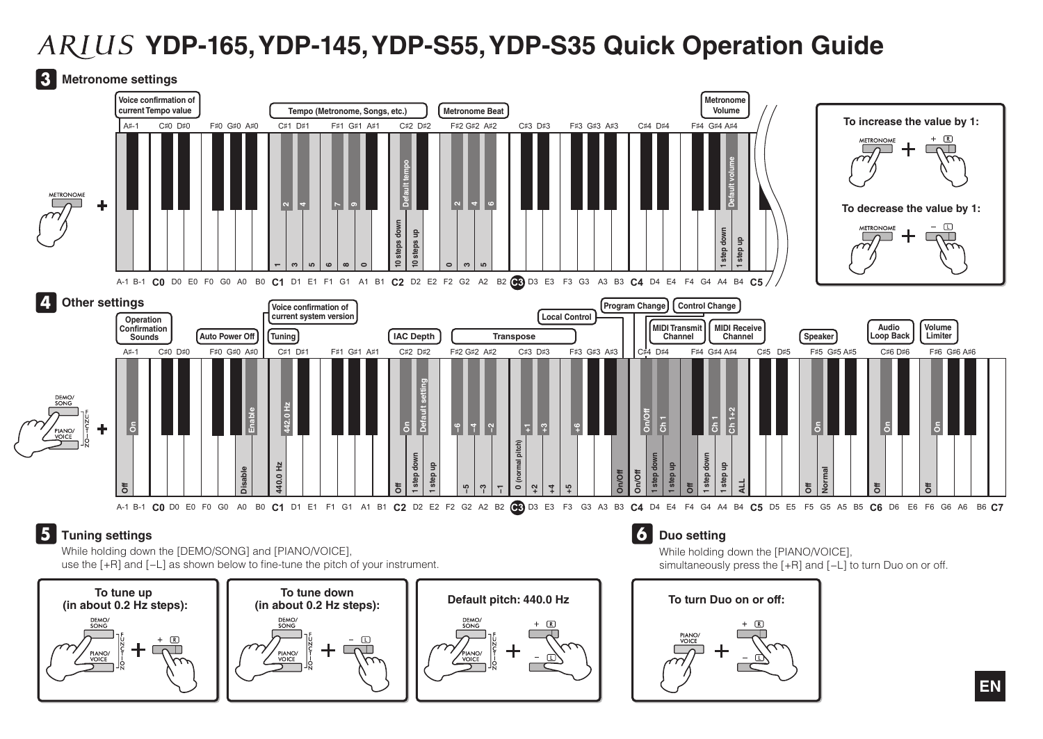# ARIUS YDP-165, YDP-145, YDP-S55, YDP-S35 Quick Operation Guide

## 3 Metronome settings

METRONOME +

Voice confirmation of current Tempo value

Tempo (Metronome, Songs, etc.)

Metronome Beat

Metronome Volume

A♯-1 C♯0 D♯0 F♯0 G♯0 A♯0 C♯1 D♯1 F♯1 G♯1 A♯1 C♯2 D♯2 F♯2 G♯2 A♯2 C♯3 D♯3 F♯3 G♯3 A♯3 C♯4 D♯4 F♯4 G♯4 A♯4

2 4 7 9 Default tempo 2 4 6 Default volume

1 3 5 6 8 0 10 steps down 10 steps up 0 3 5 1 step down 1 step up

A-1 B-1 C0 D0 E0 F0 G0 A0 B0 C1 D1 E1 F1 G1 A1 B1 C2 D2 E2 F2 G2 A2 B2 C3 D3 E3 F3 G3 A3 B3 C4 D4 E4 F4 G4 A4 B4 C5

**To increase the value by 1:**

METRONOME + [+ R]

**To decrease the value by 1:**

METRONOME + [− L]

## 4 Other settings

DEMO/SONG PIANO/VOICE FUNCTION +

Operation Confirmation Sounds

Auto Power Off

Voice confirmation of current system version

Tuning

IAC Depth

Transpose

Local Control

Program Change

Control Change

MIDI Transmit Channel

MIDI Receive Channel

Speaker

Audio Loop Back

Volume Limiter

A♯-1 C♯0 D♯0 F♯0 G♯0 A♯0 C♯1 D♯1 F♯1 G♯1 A♯1 C♯2 D♯2 F♯2 G♯2 A♯2 C♯3 D♯3 F♯3 G♯3 A♯3 C♯4 D♯4 F♯4 G♯4 A♯4 C♯5 D♯5 F♯5 G♯5 A♯5 C♯6 D♯6 F♯6 G♯6 A♯6

On Enable 442.0 Hz On Default setting −6 −4 −2 +1 +3 +6 On/Off Ch 1 Ch 1 Ch 1+2 On On On

Off Disable 440.0 Hz Off 1 step down 1 step up −5 −3 −1 0 (normal pitch) +2 +4 +5 On/Off On/Off 1 step down 1 step up Off 1 step down 1 step up ALL Off Normal Off Off

A-1 B-1 C0 D0 E0 F0 G0 A0 B0 C1 D1 E1 F1 G1 A1 B1 C2 D2 E2 F2 G2 A2 B2 C3 D3 E3 F3 G3 A3 B3 C4 D4 E4 F4 G4 A4 B4 C5 D5 E5 F5 G5 A5 B5 C6 D6 E6 F6 G6 A6 B6 C7

## 5 Tuning settings

While holding down the [DEMO/SONG] and [PIANO/VOICE], use the [+R] and [−L] as shown below to fine-tune the pitch of your instrument.

**To tune up (in about 0.2 Hz steps):**

DEMO/SONG PIANO/VOICE FUNCTION + [+ R]

**To tune down (in about 0.2 Hz steps):**

DEMO/SONG PIANO/VOICE FUNCTION + [− L]

**Default pitch: 440.0 Hz**

DEMO/SONG PIANO/VOICE FUNCTION + [+ R] [− L]

## 6 Duo setting

While holding down the [PIANO/VOICE], simultaneously press the [+R] and [−L] to turn Duo on or off.

**To turn Duo on or off:**

PIANO/VOICE + [+ R] [− L]

EN